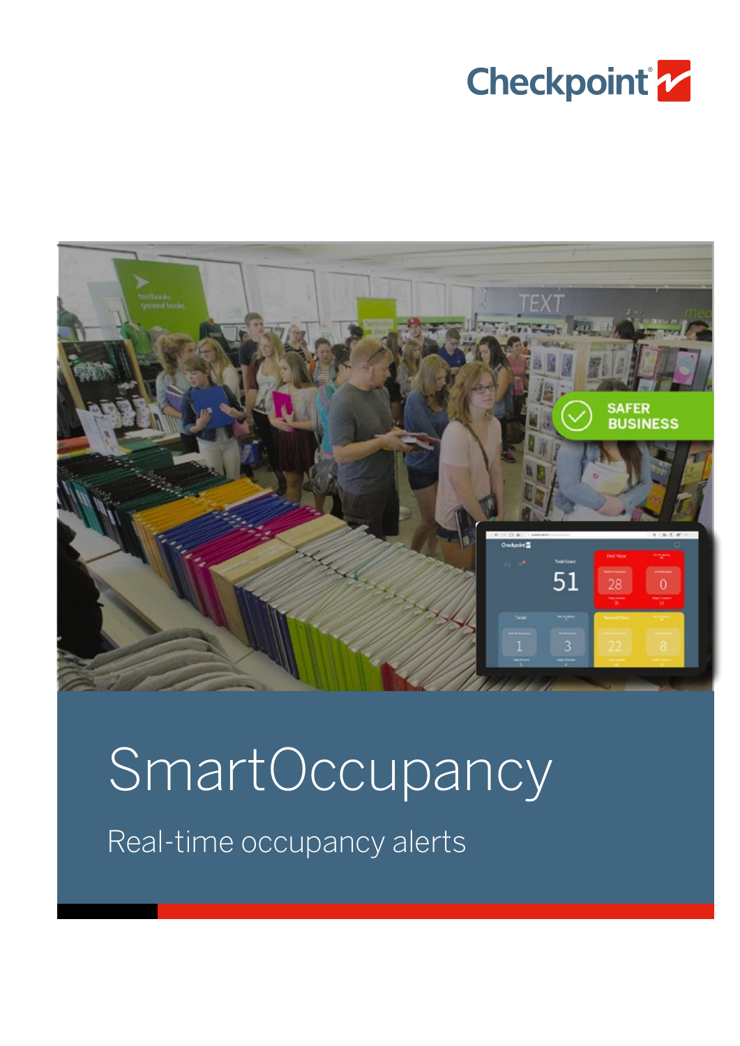Checkpoint

# SmartOccupancy

## Real-time occupancy alerts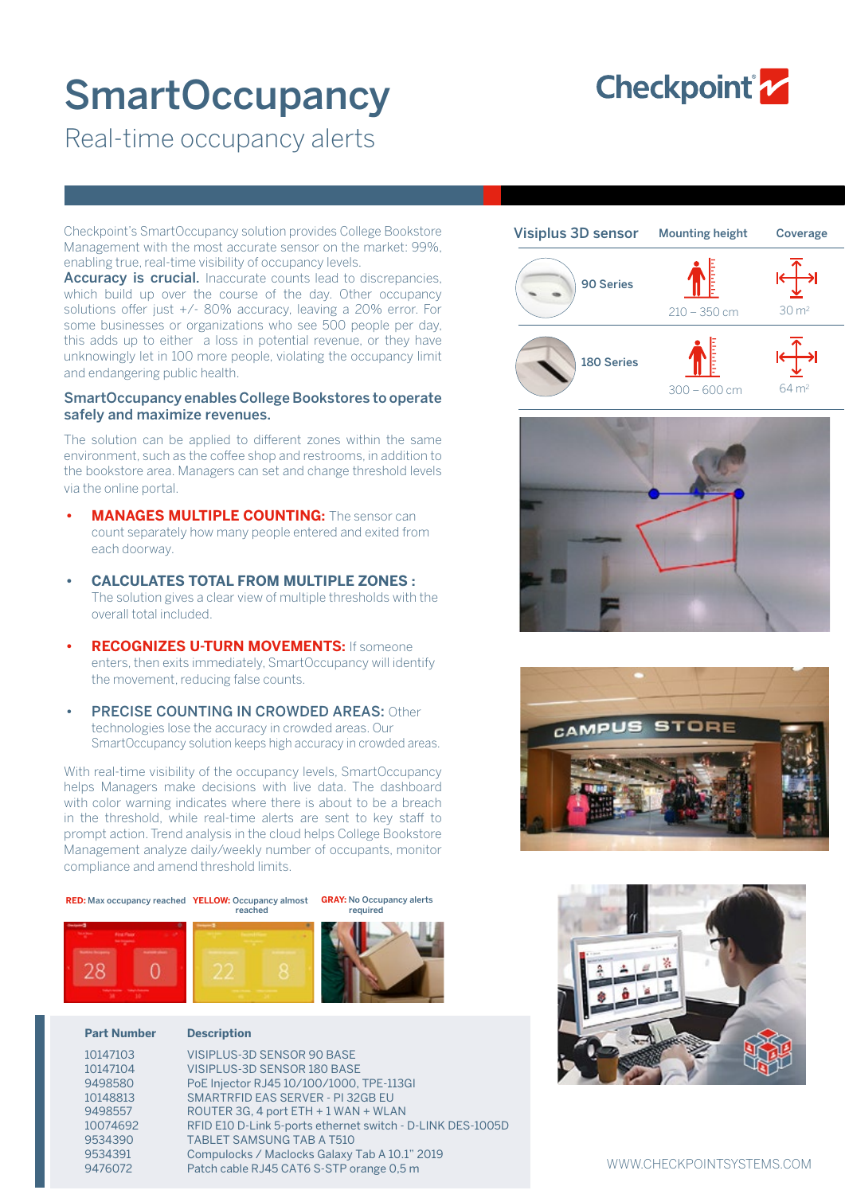# SmartOccupancy

Real-time occupancy alerts

Checkpoint's SmartOccupancy solution provides College Bookstore Management with the most accurate sensor on the market: 99%, enabling true, real-time visibility of occupancy levels.

**Accuracy is crucial.** Inaccurate counts lead to discrepancies, which build up over the course of the day. Other occupancy solutions offer just +/- 80% accuracy, leaving a 20% error. For some businesses or organizations who see 500 people per day, this adds up to either a loss in potential revenue, or they have unknowingly let in 100 more people, violating the occupancy limit and endangering public health.

### SmartOccupancy enables College Bookstores to operate safely and maximize revenues.

The solution can be applied to different zones within the same environment, such as the coffee shop and restrooms, in addition to the bookstore area. Managers can set and change threshold levels via the online portal.

- **MANAGES MULTIPLE COUNTING:** The sensor can count separately how many people entered and exited from each doorway.
- **CALCULATES TOTAL FROM MULTIPLE ZONES :** The solution gives a clear view of multiple thresholds with the overall total included.
- **RECOGNIZES U-TURN MOVEMENTS:** If someone enters, then exits immediately, SmartOccupancy will identify the movement, reducing false counts.
- **PRECISE COUNTING IN CROWDED AREAS:** Other technologies lose the accuracy in crowded areas. Our SmartOccupancy solution keeps high accuracy in crowded areas.

With real-time visibility of the occupancy levels, SmartOccupancy helps Managers make decisions with live data. The dashboard with color warning indicates where there is about to be a breach in the threshold, while real-time alerts are sent to key staff to prompt action. Trend analysis in the cloud helps College Bookstore Management analyze daily/weekly number of occupants, monitor compliance and amend threshold limits.

**RED:** Max occupancy reached **YELLOW:** Occupancy almost reached **GRAY:** No Occupancy alerts required

| Visiplus 3D sensor | Mounting height | Coverage |
|---|---|---|
| 90 Series | 210 – 350 cm | 30 m² |
| 180 Series | 300 – 600 cm | 64 m² |

| Part Number | Description |
|---|---|
| 10147103 | VISIPLUS-3D SENSOR 90 BASE |
| 10147104 | VISIPLUS-3D SENSOR 180 BASE |
| 9498580 | PoE Injector RJ45 10/100/1000, TPE-113GI |
| 10148813 | SMARTRFID EAS SERVER - PI 32GB EU |
| 9498557 | ROUTER 3G, 4 port ETH + 1 WAN + WLAN |
| 10074692 | RFID E10 D-Link 5-ports ethernet switch - D-LINK DES-1005D |
| 9534390 | TABLET SAMSUNG TAB A T510 |
| 9534391 | Compulocks / Maclocks Galaxy Tab A 10.1" 2019 |
| 9476072 | Patch cable RJ45 CAT6 S-STP orange 0,5 m |

WWW.CHECKPOINTSYSTEMS.COM